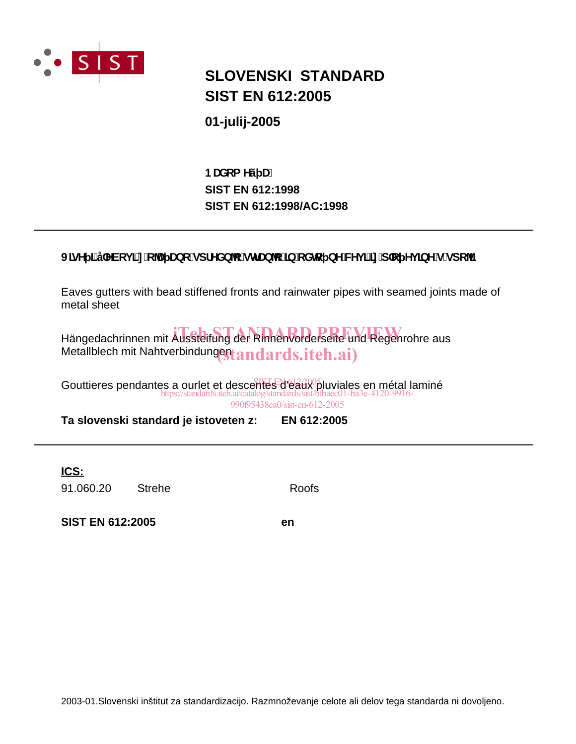# SLOVENSKI STANDARD
# SIST EN 612:2005

**01-julij-2005**

**Nadomešča:**
**SIST EN 612:1998**
**SIST EN 612:1998/AC:1998**

---

**Viseči žlebovi z ojačano sprednjo stranico in odtočne cevi iz pločevine s spoji**

Eaves gutters with bead stiffened fronts and rainwater pipes with seamed joints made of metal sheet

Hängedachrinnen mit Aussteifung der Rinnenvorderseite und Regenrohre aus Metallblech mit Nahtverbindungen

Gouttieres pendantes a ourlet et descentes d'eaux pluviales en métal laminé

**Ta slovenski standard je istoveten z:** **EN 612:2005**

---

**ICS:**

| | | |
|---|---|---|
| 91.060.20 | Strehe | Roofs |

**SIST EN 612:2005** **en**

2003-01.Slovenski inštitut za standardizacijo. Razmnoževanje celote ali delov tega standarda ni dovoljeno.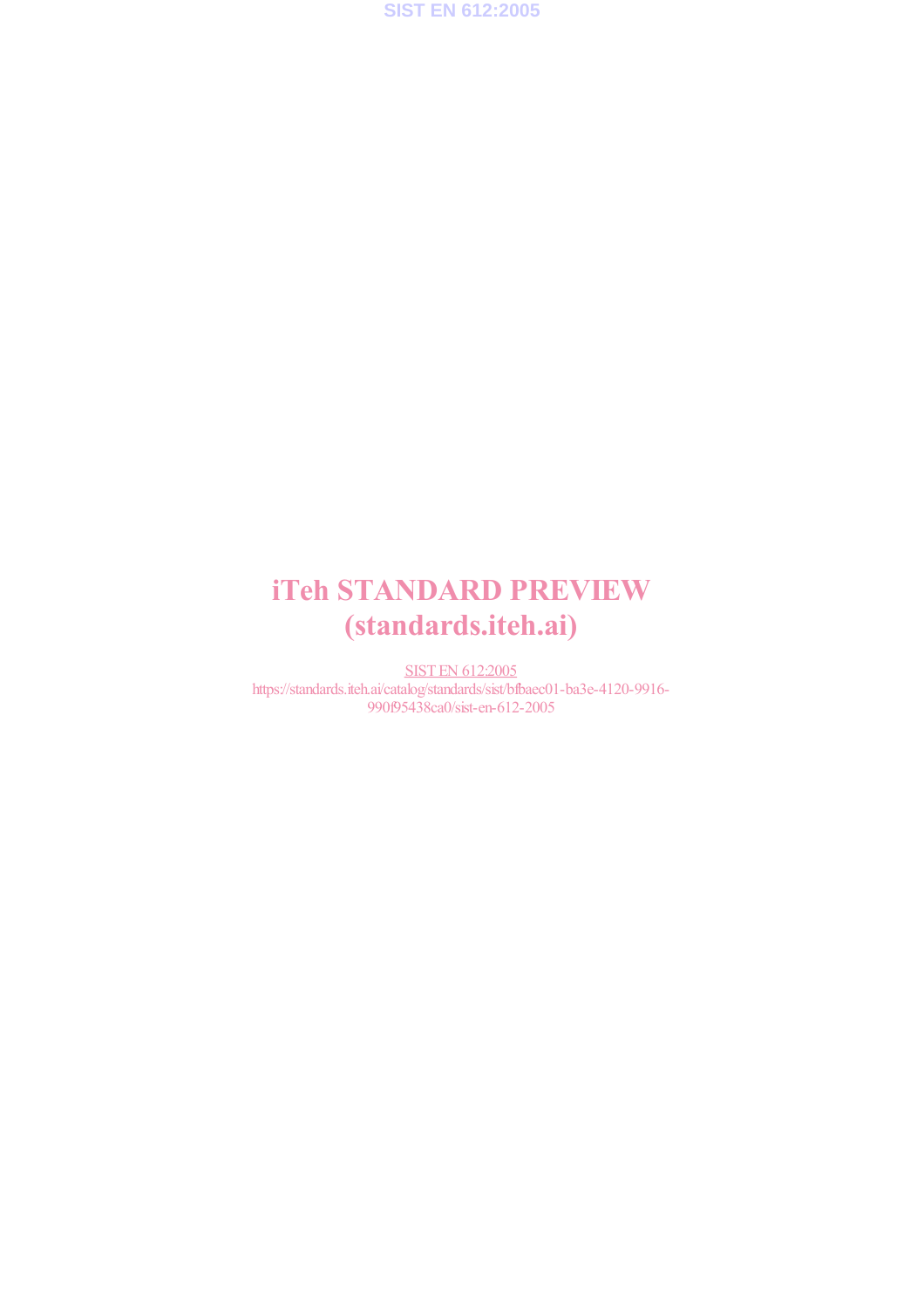# iTeh STANDARD PREVIEW
# (standards.iteh.ai)

SIST EN 612:2005
https://standards.iteh.ai/catalog/standards/sist/bfbaec01-ba3e-4120-9916-990f95438ca0/sist-en-612-2005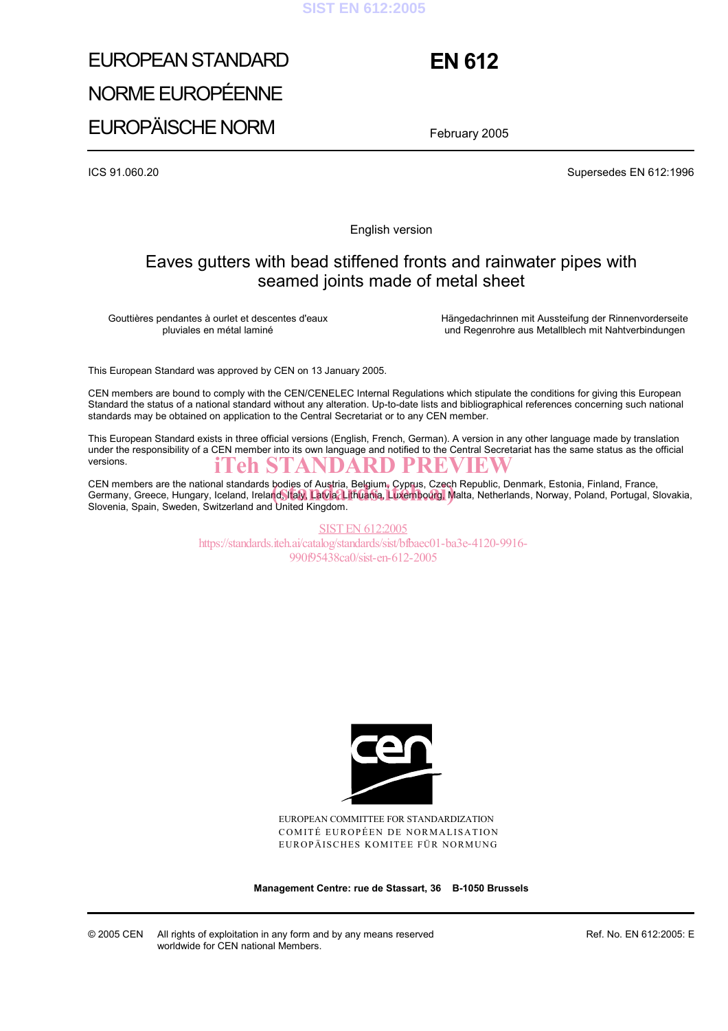# EUROPEAN STANDARD

# NORME EUROPÉENNE

# EUROPÄISCHE NORM

# EN 612

February 2005

ICS 91.060.20

Supersedes EN 612:1996

English version

## Eaves gutters with bead stiffened fronts and rainwater pipes with seamed joints made of metal sheet

Gouttières pendantes à ourlet et descentes d'eaux pluviales en métal laminé

Hängedachrinnen mit Aussteifung der Rinnenvorderseite und Regenrohre aus Metallblech mit Nahtverbindungen

This European Standard was approved by CEN on 13 January 2005.

CEN members are bound to comply with the CEN/CENELEC Internal Regulations which stipulate the conditions for giving this European Standard the status of a national standard without any alteration. Up-to-date lists and bibliographical references concerning such national standards may be obtained on application to the Central Secretariat or to any CEN member.

This European Standard exists in three official versions (English, French, German). A version in any other language made by translation under the responsibility of a CEN member into its own language and notified to the Central Secretariat has the same status as the official versions.

CEN members are the national standards bodies of Austria, Belgium, Cyprus, Czech Republic, Denmark, Estonia, Finland, France, Germany, Greece, Hungary, Iceland, Ireland, Italy, Latvia, Lithuania, Luxembourg, Malta, Netherlands, Norway, Poland, Portugal, Slovakia, Slovenia, Spain, Sweden, Switzerland and United Kingdom.

EUROPEAN COMMITTEE FOR STANDARDIZATION
COMITÉ EUROPÉEN DE NORMALISATION
EUROPÄISCHES KOMITEE FÜR NORMUNG

**Management Centre: rue de Stassart, 36 B-1050 Brussels**

© 2005 CEN All rights of exploitation in any form and by any means reserved worldwide for CEN national Members.

Ref. No. EN 612:2005: E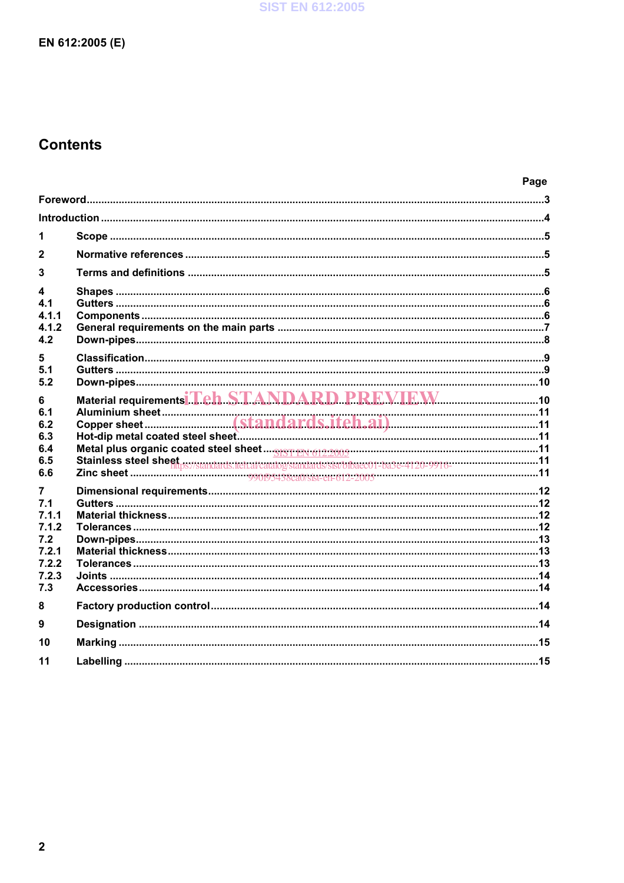# Contents

| | | Page |
|---|---|---|
| Foreword | | 3 |
| Introduction | | 4 |
| 1 | Scope | 5 |
| 2 | Normative references | 5 |
| 3 | Terms and definitions | 5 |
| 4 | Shapes | 6 |
| 4.1 | Gutters | 6 |
| 4.1.1 | Components | 6 |
| 4.1.2 | General requirements on the main parts | 7 |
| 4.2 | Down-pipes | 8 |
| 5 | Classification | 9 |
| 5.1 | Gutters | 9 |
| 5.2 | Down-pipes | 10 |
| 6 | Material requirements | 10 |
| 6.1 | Aluminium sheet | 11 |
| 6.2 | Copper sheet | 11 |
| 6.3 | Hot-dip metal coated steel sheet | 11 |
| 6.4 | Metal plus organic coated steel sheet | 11 |
| 6.5 | Stainless steel sheet | 11 |
| 6.6 | Zinc sheet | 11 |
| 7 | Dimensional requirements | 12 |
| 7.1 | Gutters | 12 |
| 7.1.1 | Material thickness | 12 |
| 7.1.2 | Tolerances | 12 |
| 7.2 | Down-pipes | 13 |
| 7.2.1 | Material thickness | 13 |
| 7.2.2 | Tolerances | 13 |
| 7.2.3 | Joints | 14 |
| 7.3 | Accessories | 14 |
| 8 | Factory production control | 14 |
| 9 | Designation | 14 |
| 10 | Marking | 15 |
| 11 | Labelling | 15 |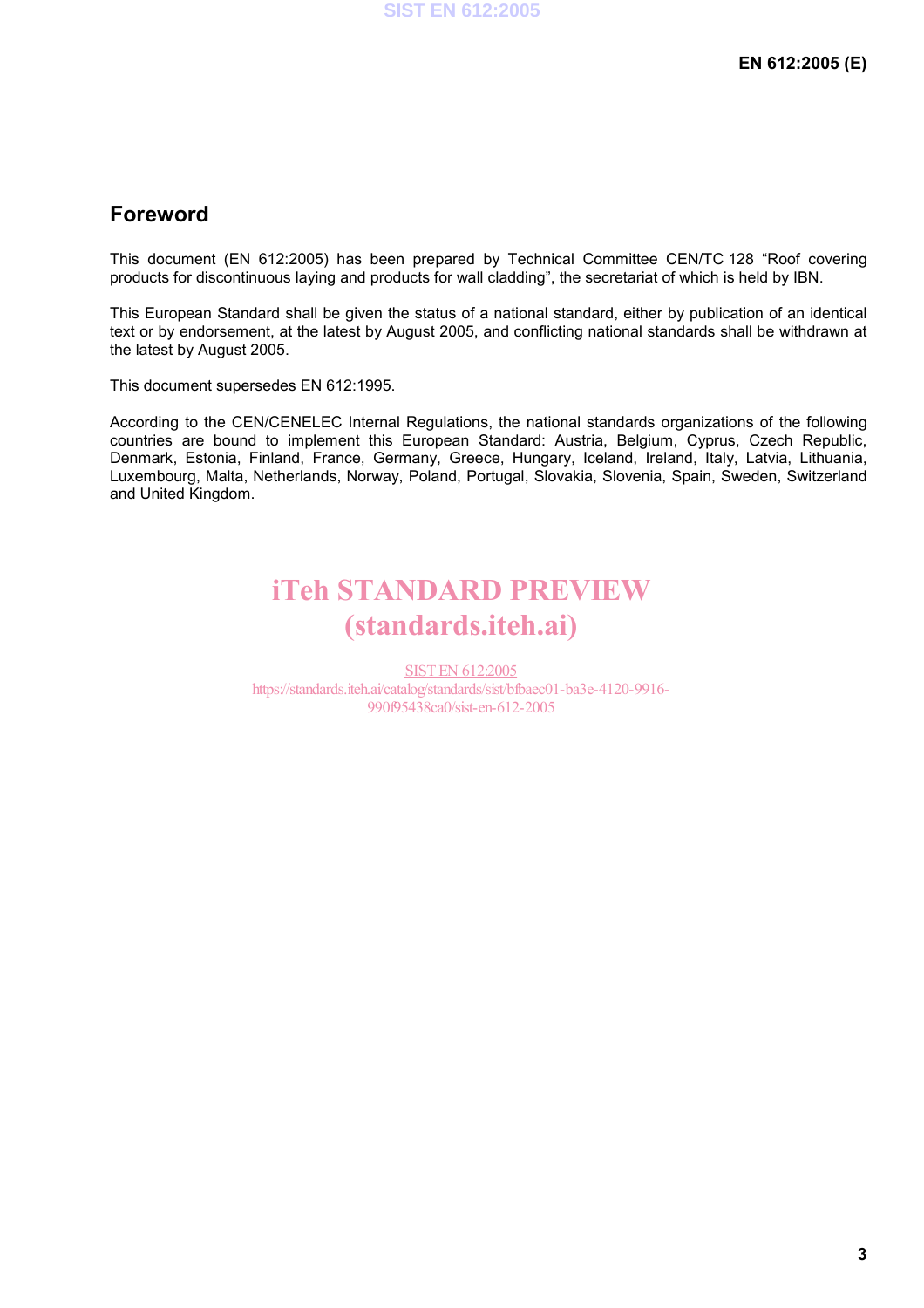## Foreword

This document (EN 612:2005) has been prepared by Technical Committee CEN/TC 128 "Roof covering products for discontinuous laying and products for wall cladding", the secretariat of which is held by IBN.

This European Standard shall be given the status of a national standard, either by publication of an identical text or by endorsement, at the latest by August 2005, and conflicting national standards shall be withdrawn at the latest by August 2005.

This document supersedes EN 612:1995.

According to the CEN/CENELEC Internal Regulations, the national standards organizations of the following countries are bound to implement this European Standard: Austria, Belgium, Cyprus, Czech Republic, Denmark, Estonia, Finland, France, Germany, Greece, Hungary, Iceland, Ireland, Italy, Latvia, Lithuania, Luxembourg, Malta, Netherlands, Norway, Poland, Portugal, Slovakia, Slovenia, Spain, Sweden, Switzerland and United Kingdom.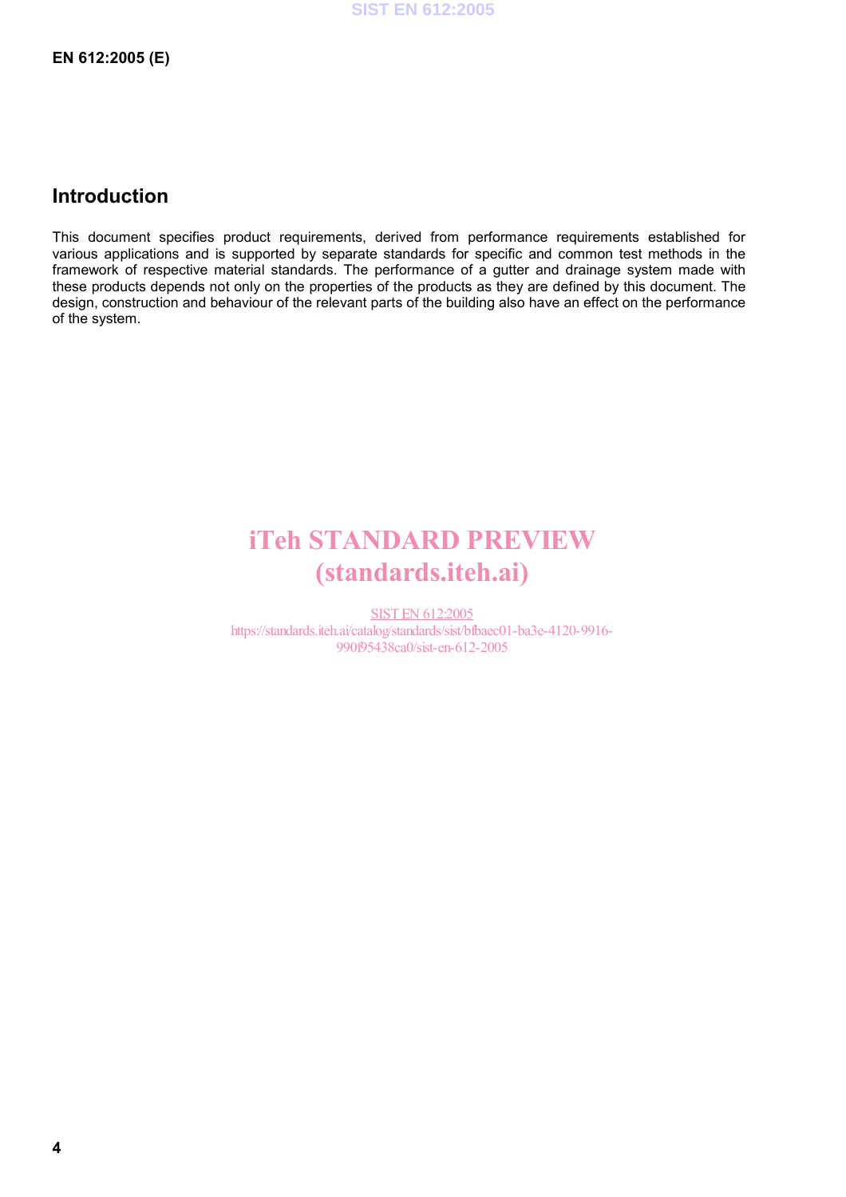## Introduction

This document specifies product requirements, derived from performance requirements established for various applications and is supported by separate standards for specific and common test methods in the framework of respective material standards. The performance of a gutter and drainage system made with these products depends not only on the properties of the products as they are defined by this document. The design, construction and behaviour of the relevant parts of the building also have an effect on the performance of the system.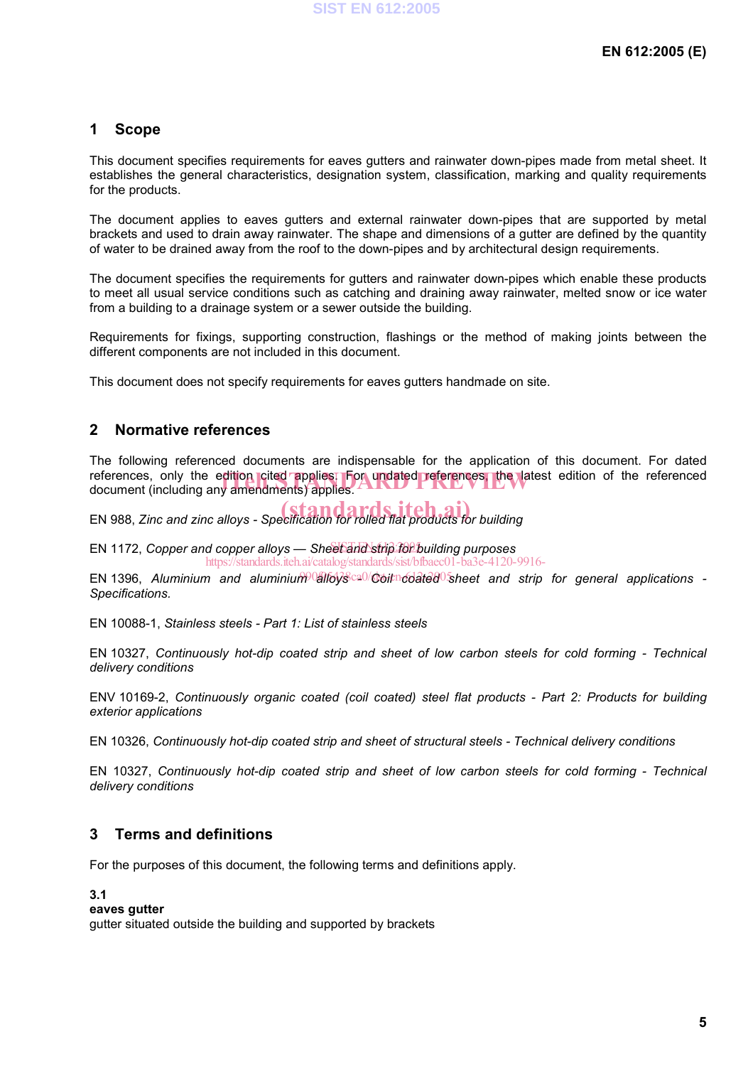## 1 Scope

This document specifies requirements for eaves gutters and rainwater down-pipes made from metal sheet. It establishes the general characteristics, designation system, classification, marking and quality requirements for the products.

The document applies to eaves gutters and external rainwater down-pipes that are supported by metal brackets and used to drain away rainwater. The shape and dimensions of a gutter are defined by the quantity of water to be drained away from the roof to the down-pipes and by architectural design requirements.

The document specifies the requirements for gutters and rainwater down-pipes which enable these products to meet all usual service conditions such as catching and draining away rainwater, melted snow or ice water from a building to a drainage system or a sewer outside the building.

Requirements for fixings, supporting construction, flashings or the method of making joints between the different components are not included in this document.

This document does not specify requirements for eaves gutters handmade on site.

## 2 Normative references

The following referenced documents are indispensable for the application of this document. For dated references, only the edition cited applies. For undated references, the latest edition of the referenced document (including any amendments) applies.

EN 988, *Zinc and zinc alloys - Specification for rolled flat products for building*

EN 1172, *Copper and copper alloys — Sheet and strip for building purposes*

EN 1396, *Aluminium and aluminium alloys - Coil coated sheet and strip for general applications - Specifications.*

EN 10088-1, *Stainless steels - Part 1: List of stainless steels*

EN 10327, *Continuously hot-dip coated strip and sheet of low carbon steels for cold forming - Technical delivery conditions*

ENV 10169-2, *Continuously organic coated (coil coated) steel flat products - Part 2: Products for building exterior applications*

EN 10326, *Continuously hot-dip coated strip and sheet of structural steels - Technical delivery conditions*

EN 10327, *Continuously hot-dip coated strip and sheet of low carbon steels for cold forming - Technical delivery conditions*

## 3 Terms and definitions

For the purposes of this document, the following terms and definitions apply.

**3.1**
**eaves gutter**
gutter situated outside the building and supported by brackets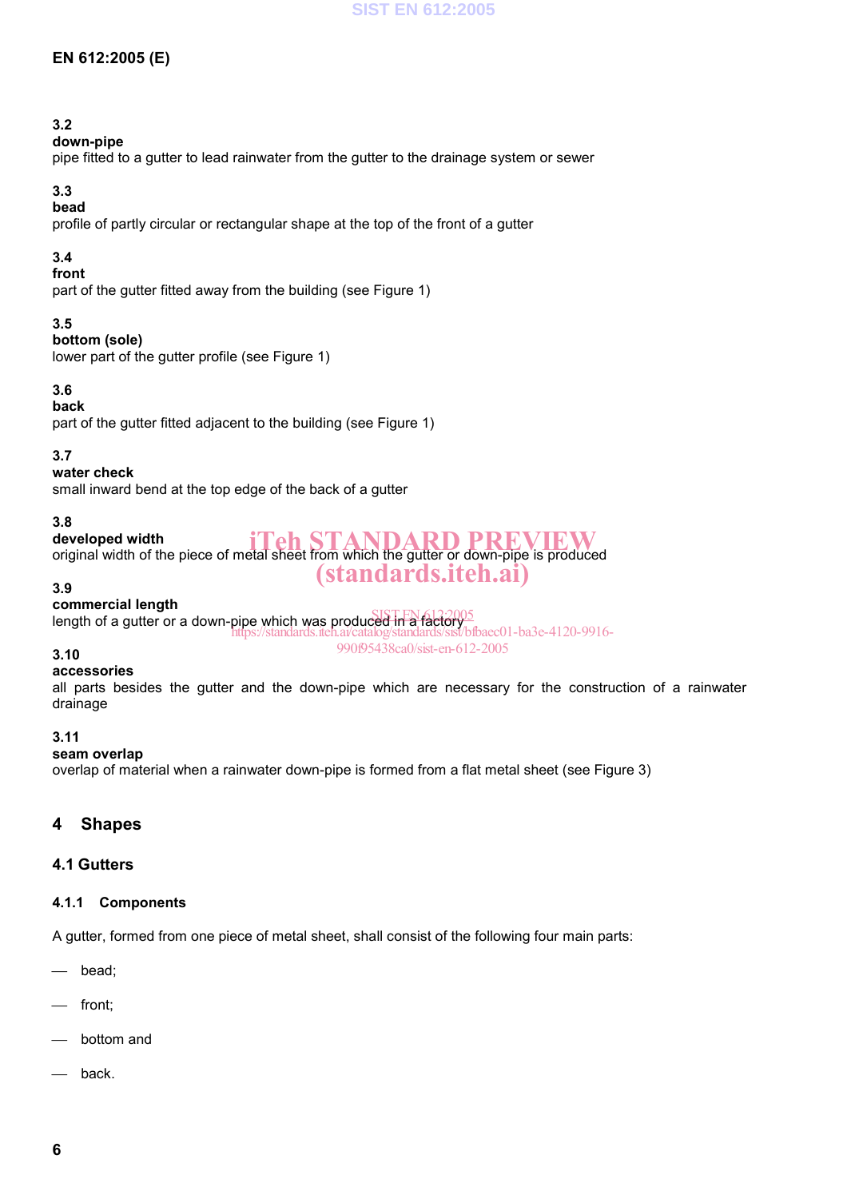**3.2**
**down-pipe**
pipe fitted to a gutter to lead rainwater from the gutter to the drainage system or sewer

**3.3**
**bead**
profile of partly circular or rectangular shape at the top of the front of a gutter

**3.4**
**front**
part of the gutter fitted away from the building (see Figure 1)

**3.5**
**bottom (sole)**
lower part of the gutter profile (see Figure 1)

**3.6**
**back**
part of the gutter fitted adjacent to the building (see Figure 1)

**3.7**
**water check**
small inward bend at the top edge of the back of a gutter

**3.8**
**developed width**
original width of the piece of metal sheet from which the gutter or down-pipe is produced

**3.9**
**commercial length**
length of a gutter or a down-pipe which was produced in a factory

**3.10**
**accessories**
all parts besides the gutter and the down-pipe which are necessary for the construction of a rainwater drainage

**3.11**
**seam overlap**
overlap of material when a rainwater down-pipe is formed from a flat metal sheet (see Figure 3)

# 4 Shapes

## 4.1 Gutters

### 4.1.1 Components

A gutter, formed from one piece of metal sheet, shall consist of the following four main parts:

- bead;
- front;
- bottom and
- back.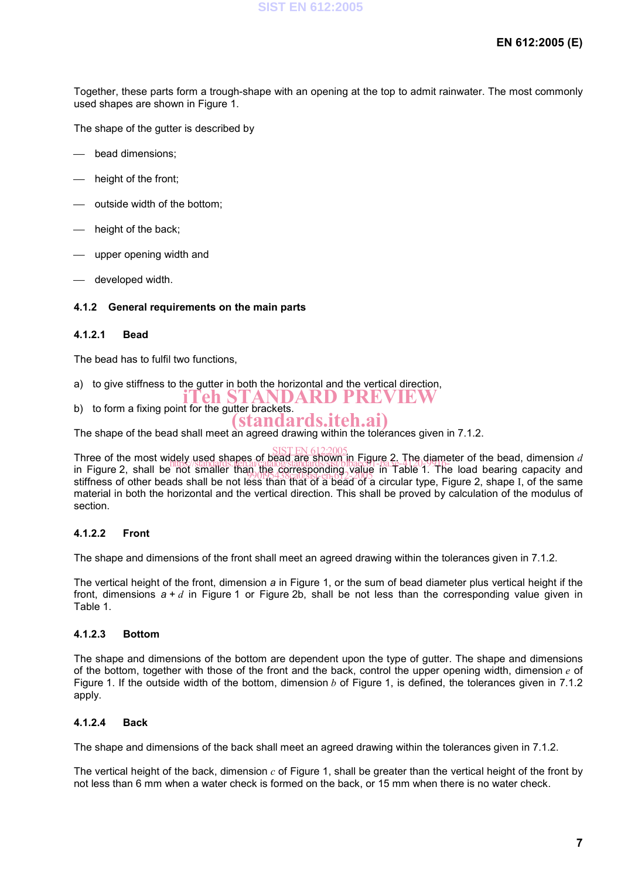Together, these parts form a trough-shape with an opening at the top to admit rainwater. The most commonly used shapes are shown in Figure 1.

The shape of the gutter is described by

- bead dimensions;
- height of the front;
- outside width of the bottom;
- height of the back;
- upper opening width and
- developed width.

#### 4.1.2 General requirements on the main parts

##### 4.1.2.1 Bead

The bead has to fulfil two functions,

a) to give stiffness to the gutter in both the horizontal and the vertical direction,

b) to form a fixing point for the gutter brackets.

The shape of the bead shall meet an agreed drawing within the tolerances given in 7.1.2.

Three of the most widely used shapes of bead are shown in Figure 2. The diameter of the bead, dimension $d$ in Figure 2, shall be not smaller than the corresponding value in Table 1. The load bearing capacity and stiffness of other beads shall be not less than that of a bead of a circular type, Figure 2, shape I, of the same material in both the horizontal and the vertical direction. This shall be proved by calculation of the modulus of section.

##### 4.1.2.2 Front

The shape and dimensions of the front shall meet an agreed drawing within the tolerances given in 7.1.2.

The vertical height of the front, dimension $a$ in Figure 1, or the sum of bead diameter plus vertical height if the front, dimensions $a + d$ in Figure 1 or Figure 2b, shall be not less than the corresponding value given in Table 1.

##### 4.1.2.3 Bottom

The shape and dimensions of the bottom are dependent upon the type of gutter. The shape and dimensions of the bottom, together with those of the front and the back, control the upper opening width, dimension $e$ of Figure 1. If the outside width of the bottom, dimension $b$ of Figure 1, is defined, the tolerances given in 7.1.2 apply.

##### 4.1.2.4 Back

The shape and dimensions of the back shall meet an agreed drawing within the tolerances given in 7.1.2.

The vertical height of the back, dimension $c$ of Figure 1, shall be greater than the vertical height of the front by not less than 6 mm when a water check is formed on the back, or 15 mm when there is no water check.